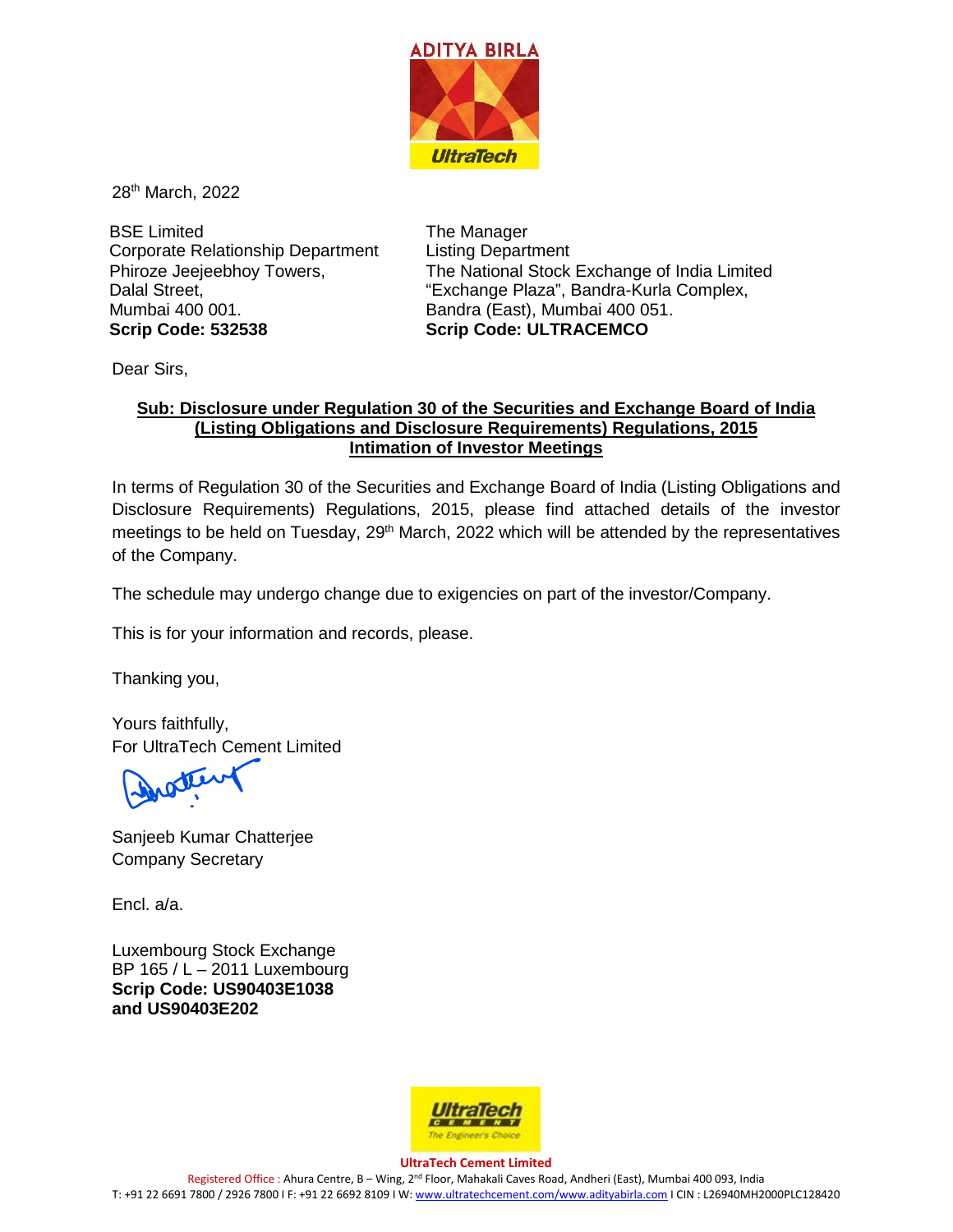28th March, 2022

BSE Limited
Corporate Relationship Department
Phiroze Jeejeebhoy Towers,
Dalal Street,
Mumbai 400 001.
**Scrip Code: 532538**

The Manager
Listing Department
The National Stock Exchange of India Limited
"Exchange Plaza", Bandra-Kurla Complex,
Bandra (East), Mumbai 400 051.
**Scrip Code: ULTRACEMCO**

Dear Sirs,

**Sub: Disclosure under Regulation 30 of the Securities and Exchange Board of India (Listing Obligations and Disclosure Requirements) Regulations, 2015**
**Intimation of Investor Meetings**

In terms of Regulation 30 of the Securities and Exchange Board of India (Listing Obligations and Disclosure Requirements) Regulations, 2015, please find attached details of the investor meetings to be held on Tuesday, 29th March, 2022 which will be attended by the representatives of the Company.

The schedule may undergo change due to exigencies on part of the investor/Company.

This is for your information and records, please.

Thanking you,

Yours faithfully,
For UltraTech Cement Limited

Sanjeeb Kumar Chatterjee
Company Secretary

Encl. a/a.

Luxembourg Stock Exchange
BP 165 / L – 2011 Luxembourg
**Scrip Code: US90403E1038**
**and US90403E202**

**UltraTech Cement Limited**
Registered Office : Ahura Centre, B – Wing, 2nd Floor, Mahakali Caves Road, Andheri (East), Mumbai 400 093, India
T: +91 22 6691 7800 / 2926 7800 I F: +91 22 6692 8109 I W: www.ultratechcement.com/www.adityabirla.com I CIN : L26940MH2000PLC128420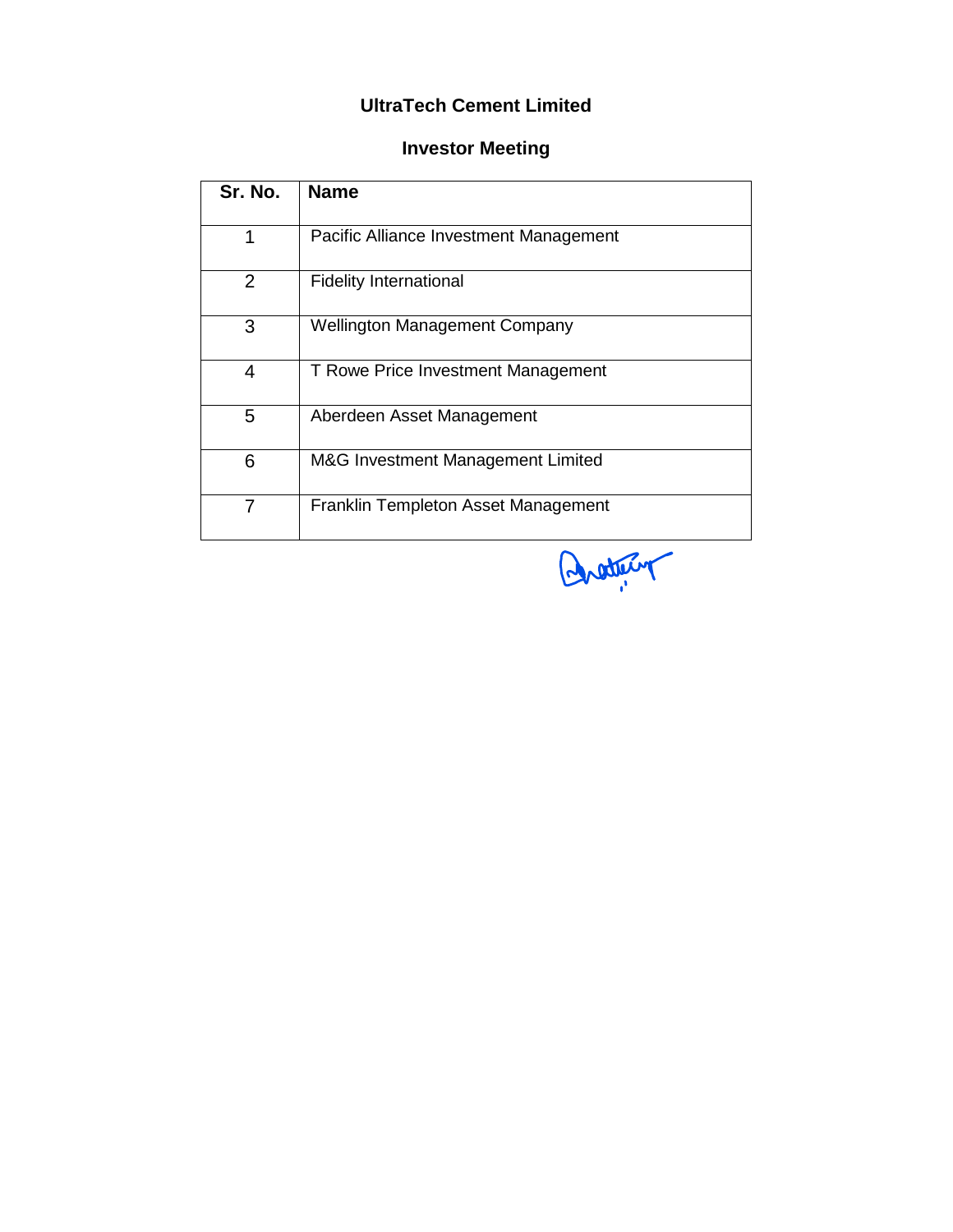# UltraTech Cement Limited

## Investor Meeting

| Sr. No. | Name |
|---|---|
| 1 | Pacific Alliance Investment Management |
| 2 | Fidelity International |
| 3 | Wellington Management Company |
| 4 | T Rowe Price Investment Management |
| 5 | Aberdeen Asset Management |
| 6 | M&G Investment Management Limited |
| 7 | Franklin Templeton Asset Management |